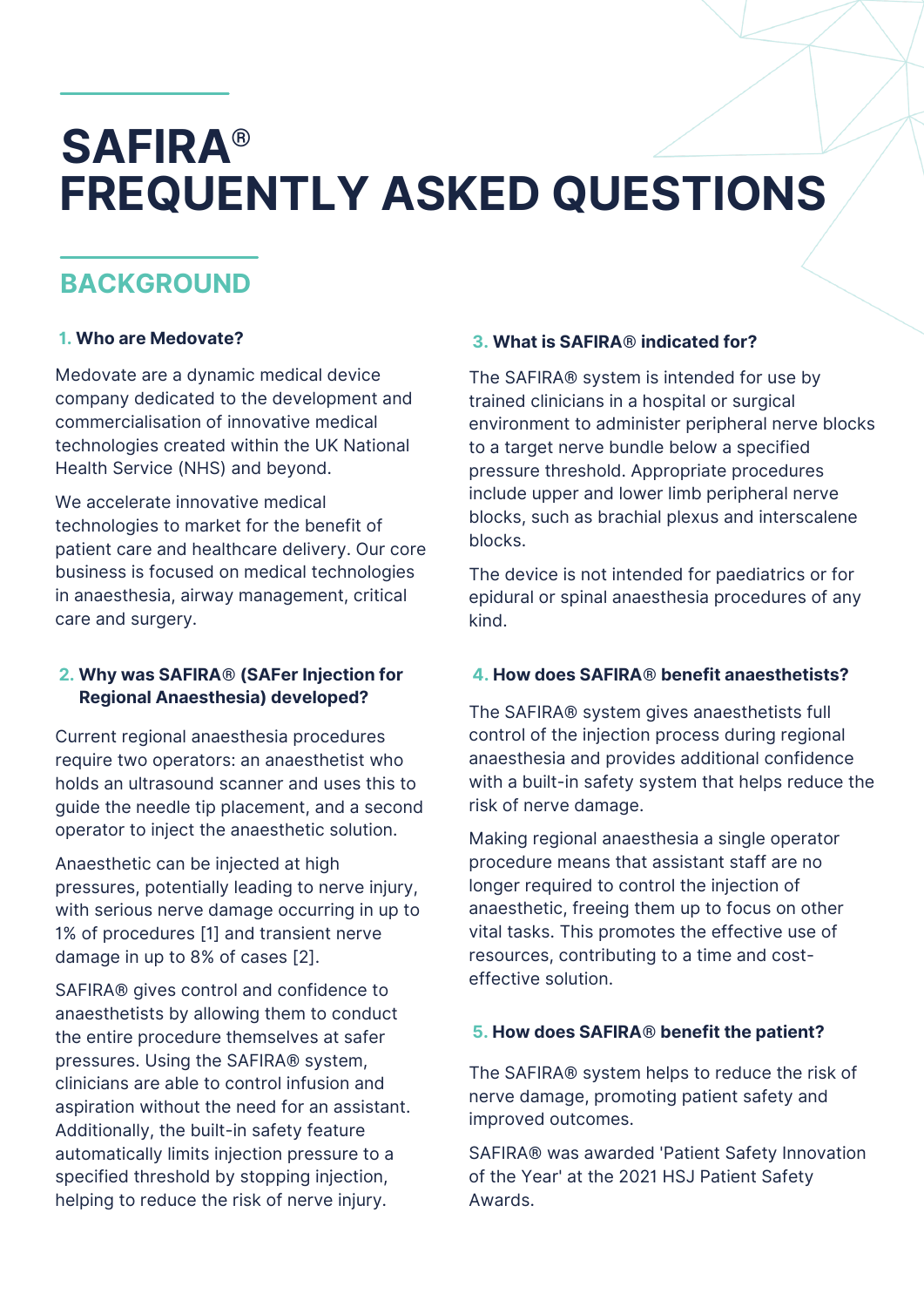# SAFIRA®
# FREQUENTLY ASKED QUESTIONS

## BACKGROUND

### 1. Who are Medovate?

Medovate are a dynamic medical device company dedicated to the development and commercialisation of innovative medical technologies created within the UK National Health Service (NHS) and beyond.

We accelerate innovative medical technologies to market for the benefit of patient care and healthcare delivery. Our core business is focused on medical technologies in anaesthesia, airway management, critical care and surgery.

### 2. Why was SAFIRA® (SAFer Injection for Regional Anaesthesia) developed?

Current regional anaesthesia procedures require two operators: an anaesthetist who holds an ultrasound scanner and uses this to guide the needle tip placement, and a second operator to inject the anaesthetic solution.

Anaesthetic can be injected at high pressures, potentially leading to nerve injury, with serious nerve damage occurring in up to 1% of procedures [1] and transient nerve damage in up to 8% of cases [2].

SAFIRA® gives control and confidence to anaesthetists by allowing them to conduct the entire procedure themselves at safer pressures. Using the SAFIRA® system, clinicians are able to control infusion and aspiration without the need for an assistant. Additionally, the built-in safety feature automatically limits injection pressure to a specified threshold by stopping injection, helping to reduce the risk of nerve injury.

### 3. What is SAFIRA® indicated for?

The SAFIRA® system is intended for use by trained clinicians in a hospital or surgical environment to administer peripheral nerve blocks to a target nerve bundle below a specified pressure threshold. Appropriate procedures include upper and lower limb peripheral nerve blocks, such as brachial plexus and interscalene blocks.

The device is not intended for paediatrics or for epidural or spinal anaesthesia procedures of any kind.

### 4. How does SAFIRA® benefit anaesthetists?

The SAFIRA® system gives anaesthetists full control of the injection process during regional anaesthesia and provides additional confidence with a built-in safety system that helps reduce the risk of nerve damage.

Making regional anaesthesia a single operator procedure means that assistant staff are no longer required to control the injection of anaesthetic, freeing them up to focus on other vital tasks. This promotes the effective use of resources, contributing to a time and cost-effective solution.

### 5. How does SAFIRA® benefit the patient?

The SAFIRA® system helps to reduce the risk of nerve damage, promoting patient safety and improved outcomes.

SAFIRA® was awarded 'Patient Safety Innovation of the Year' at the 2021 HSJ Patient Safety Awards.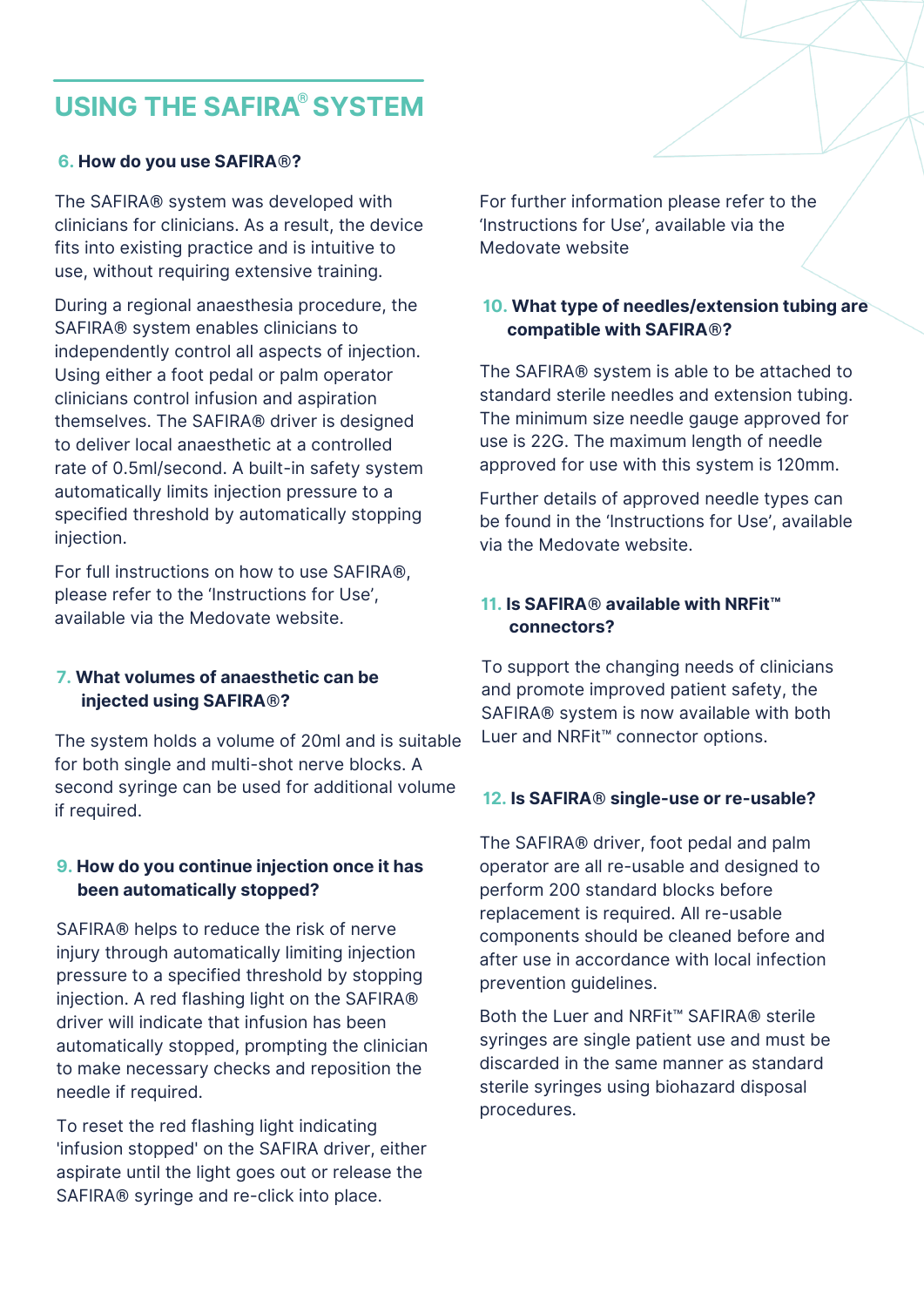# USING THE SAFIRA® SYSTEM

### 6. How do you use SAFIRA®?

The SAFIRA® system was developed with clinicians for clinicians. As a result, the device fits into existing practice and is intuitive to use, without requiring extensive training.

During a regional anaesthesia procedure, the SAFIRA® system enables clinicians to independently control all aspects of injection. Using either a foot pedal or palm operator clinicians control infusion and aspiration themselves. The SAFIRA® driver is designed to deliver local anaesthetic at a controlled rate of 0.5ml/second. A built-in safety system automatically limits injection pressure to a specified threshold by automatically stopping injection.

For full instructions on how to use SAFIRA®, please refer to the 'Instructions for Use', available via the Medovate website.

### 7. What volumes of anaesthetic can be injected using SAFIRA®?

The system holds a volume of 20ml and is suitable for both single and multi-shot nerve blocks. A second syringe can be used for additional volume if required.

### 9. How do you continue injection once it has been automatically stopped?

SAFIRA® helps to reduce the risk of nerve injury through automatically limiting injection pressure to a specified threshold by stopping injection. A red flashing light on the SAFIRA® driver will indicate that infusion has been automatically stopped, prompting the clinician to make necessary checks and reposition the needle if required.

To reset the red flashing light indicating 'infusion stopped' on the SAFIRA driver, either aspirate until the light goes out or release the SAFIRA® syringe and re-click into place.

For further information please refer to the 'Instructions for Use', available via the Medovate website

### 10. What type of needles/extension tubing are compatible with SAFIRA®?

The SAFIRA® system is able to be attached to standard sterile needles and extension tubing. The minimum size needle gauge approved for use is 22G. The maximum length of needle approved for use with this system is 120mm.

Further details of approved needle types can be found in the 'Instructions for Use', available via the Medovate website.

### 11. Is SAFIRA® available with NRFit™ connectors?

To support the changing needs of clinicians and promote improved patient safety, the SAFIRA® system is now available with both Luer and NRFit™ connector options.

### 12. Is SAFIRA® single-use or re-usable?

The SAFIRA® driver, foot pedal and palm operator are all re-usable and designed to perform 200 standard blocks before replacement is required. All re-usable components should be cleaned before and after use in accordance with local infection prevention guidelines.

Both the Luer and NRFit™ SAFIRA® sterile syringes are single patient use and must be discarded in the same manner as standard sterile syringes using biohazard disposal procedures.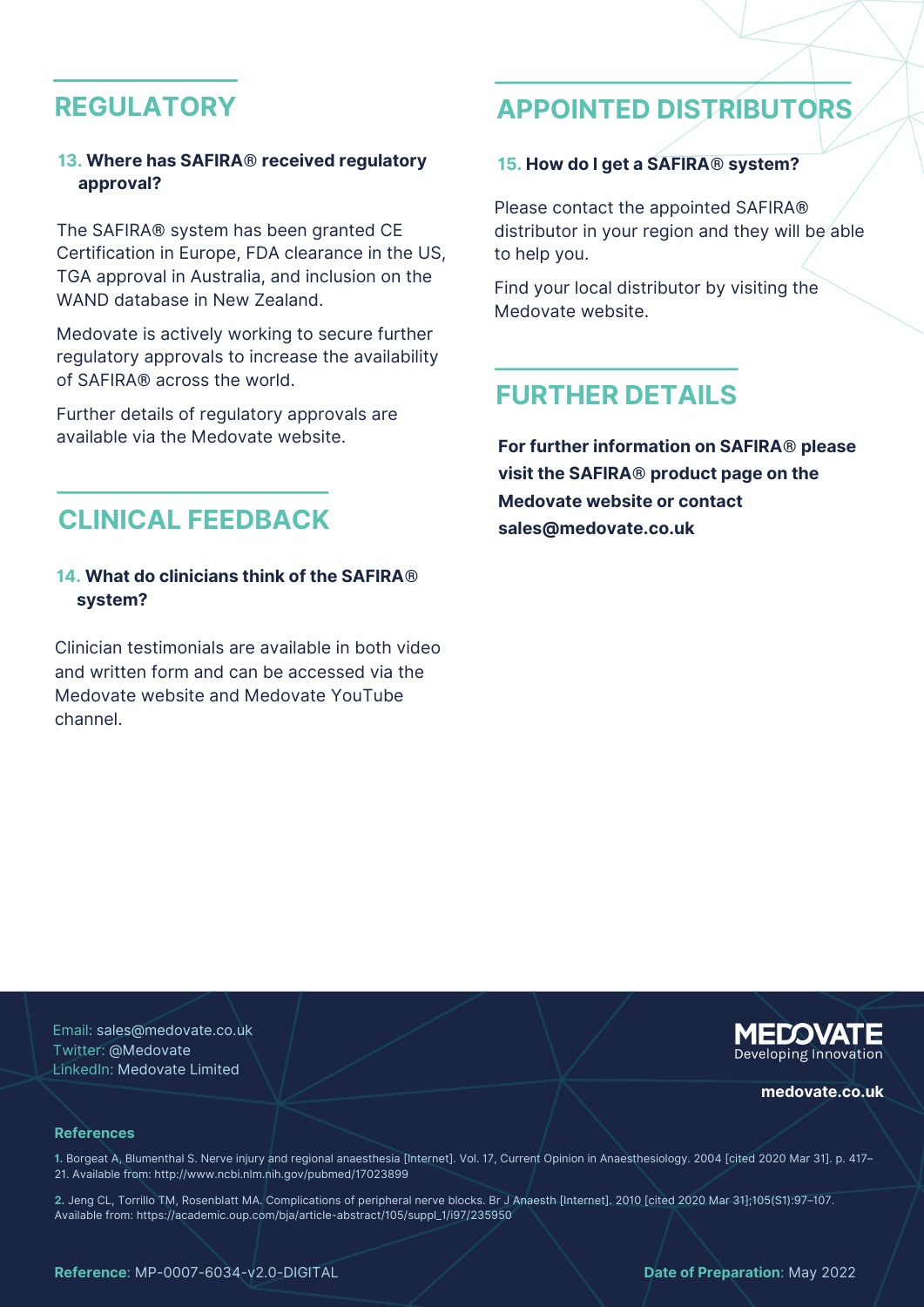## REGULATORY

**13. Where has SAFIRA® received regulatory approval?**

The SAFIRA® system has been granted CE Certification in Europe, FDA clearance in the US, TGA approval in Australia, and inclusion on the WAND database in New Zealand.

Medovate is actively working to secure further regulatory approvals to increase the availability of SAFIRA® across the world.

Further details of regulatory approvals are available via the Medovate website.

## CLINICAL FEEDBACK

**14. What do clinicians think of the SAFIRA® system?**

Clinician testimonials are available in both video and written form and can be accessed via the Medovate website and Medovate YouTube channel.

## APPOINTED DISTRIBUTORS

**15. How do I get a SAFIRA® system?**

Please contact the appointed SAFIRA® distributor in your region and they will be able to help you.

Find your local distributor by visiting the Medovate website.

## FURTHER DETAILS

**For further information on SAFIRA® please visit the SAFIRA® product page on the Medovate website or contact sales@medovate.co.uk**

Email: sales@medovate.co.uk
Twitter: @Medovate
LinkedIn: Medovate Limited

MEDOVATE
Developing Innovation

**medovate.co.uk**

**References**

1. Borgeat A, Blumenthal S. Nerve injury and regional anaesthesia [Internet]. Vol. 17, Current Opinion in Anaesthesiology. 2004 [cited 2020 Mar 31]. p. 417–21. Available from: http://www.ncbi.nlm.nih.gov/pubmed/17023899

2. Jeng CL, Torrillo TM, Rosenblatt MA. Complications of peripheral nerve blocks. Br J Anaesth [Internet]. 2010 [cited 2020 Mar 31];105(S1):97–107. Available from: https://academic.oup.com/bja/article-abstract/105/suppl_1/i97/235950

**Reference**: MP-0007-6034-v2.0-DIGITAL

**Date of Preparation**: May 2022